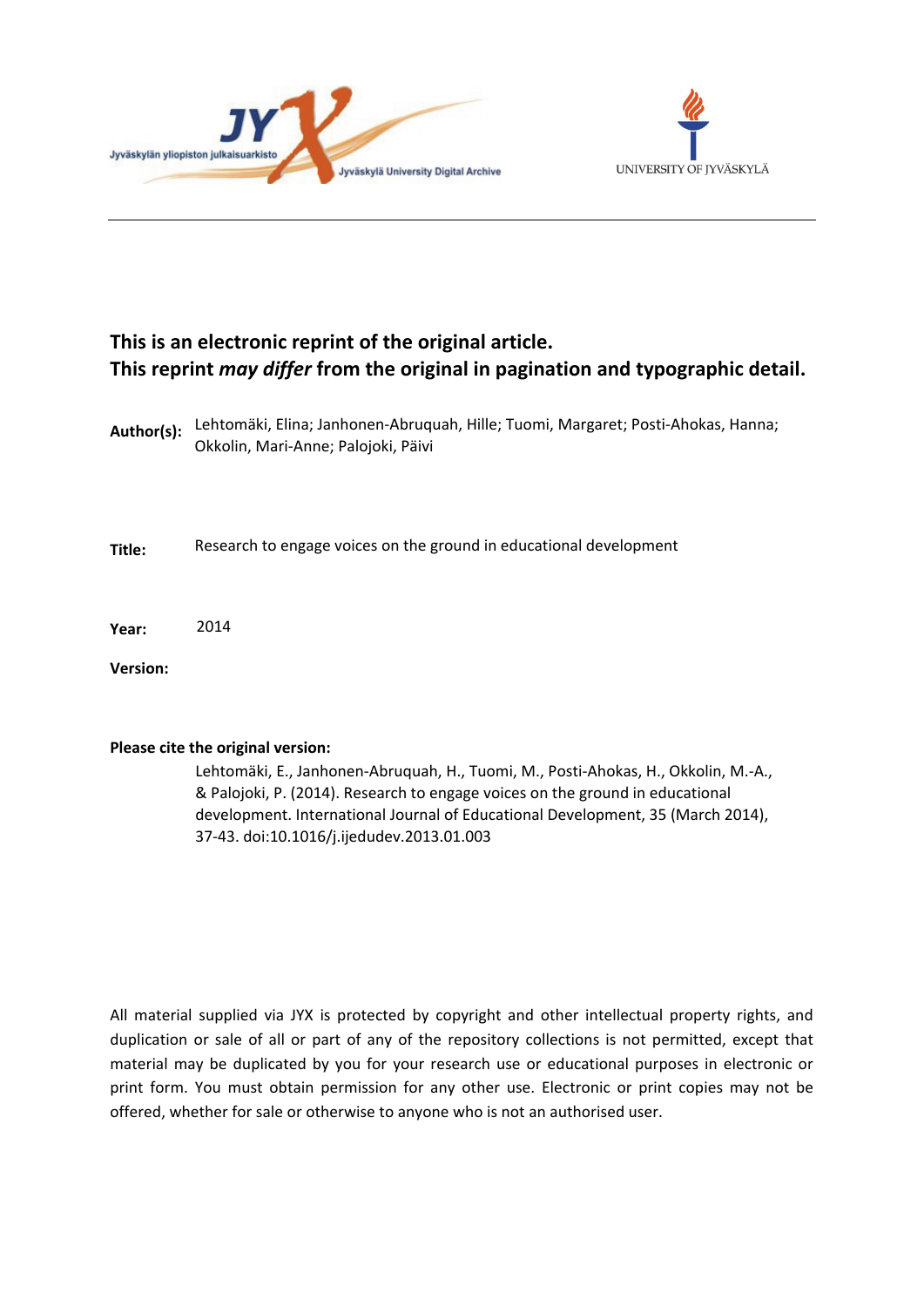**This is an electronic reprint of the original article.**
**This reprint *may differ* from the original in pagination and typographic detail.**

**Author(s):** Lehtomäki, Elina; Janhonen-Abruquah, Hille; Tuomi, Margaret; Posti-Ahokas, Hanna; Okkolin, Mari-Anne; Palojoki, Päivi

**Title:** Research to engage voices on the ground in educational development

**Year:** 2014

**Version:**

**Please cite the original version:**

Lehtomäki, E., Janhonen-Abruquah, H., Tuomi, M., Posti-Ahokas, H., Okkolin, M.-A., & Palojoki, P. (2014). Research to engage voices on the ground in educational development. International Journal of Educational Development, 35 (March 2014), 37-43. doi:10.1016/j.ijedudev.2013.01.003

All material supplied via JYX is protected by copyright and other intellectual property rights, and duplication or sale of all or part of any of the repository collections is not permitted, except that material may be duplicated by you for your research use or educational purposes in electronic or print form. You must obtain permission for any other use. Electronic or print copies may not be offered, whether for sale or otherwise to anyone who is not an authorised user.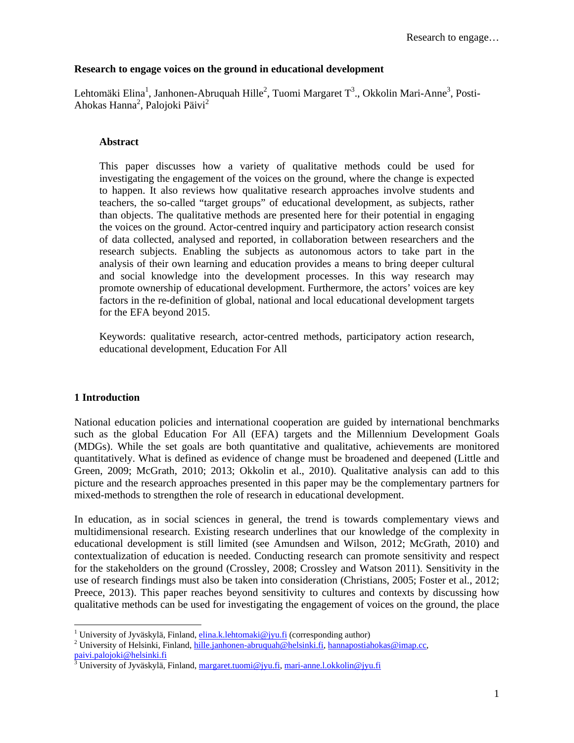**Research to engage voices on the ground in educational development**

Lehtomäki Elina[1], Janhonen-Abruquah Hille[2], Tuomi Margaret T[3]., Okkolin Mari-Anne[3], Posti-Ahokas Hanna[2], Palojoki Päivi[2]

**Abstract**

This paper discusses how a variety of qualitative methods could be used for investigating the engagement of the voices on the ground, where the change is expected to happen. It also reviews how qualitative research approaches involve students and teachers, the so-called "target groups" of educational development, as subjects, rather than objects. The qualitative methods are presented here for their potential in engaging the voices on the ground. Actor-centred inquiry and participatory action research consist of data collected, analysed and reported, in collaboration between researchers and the research subjects. Enabling the subjects as autonomous actors to take part in the analysis of their own learning and education provides a means to bring deeper cultural and social knowledge into the development processes. In this way research may promote ownership of educational development. Furthermore, the actors' voices are key factors in the re-definition of global, national and local educational development targets for the EFA beyond 2015.

Keywords: qualitative research, actor-centred methods, participatory action research, educational development, Education For All

## 1 Introduction

National education policies and international cooperation are guided by international benchmarks such as the global Education For All (EFA) targets and the Millennium Development Goals (MDGs). While the set goals are both quantitative and qualitative, achievements are monitored quantitatively. What is defined as evidence of change must be broadened and deepened (Little and Green, 2009; McGrath, 2010; 2013; Okkolin et al., 2010). Qualitative analysis can add to this picture and the research approaches presented in this paper may be the complementary partners for mixed-methods to strengthen the role of research in educational development.

In education, as in social sciences in general, the trend is towards complementary views and multidimensional research. Existing research underlines that our knowledge of the complexity in educational development is still limited (see Amundsen and Wilson, 2012; McGrath, 2010) and contextualization of education is needed. Conducting research can promote sensitivity and respect for the stakeholders on the ground (Crossley, 2008; Crossley and Watson 2011). Sensitivity in the use of research findings must also be taken into consideration (Christians, 2005; Foster et al., 2012; Preece, 2013). This paper reaches beyond sensitivity to cultures and contexts by discussing how qualitative methods can be used for investigating the engagement of voices on the ground, the place

[1] University of Jyväskylä, Finland, elina.k.lehtomaki@jyu.fi (corresponding author)
[2] University of Helsinki, Finland, hille.janhonen-abruquah@helsinki.fi, hannapostiahokas@imap.cc, paivi.palojoki@helsinki.fi
[3] University of Jyväskylä, Finland, margaret.tuomi@jyu.fi, mari-anne.l.okkolin@jyu.fi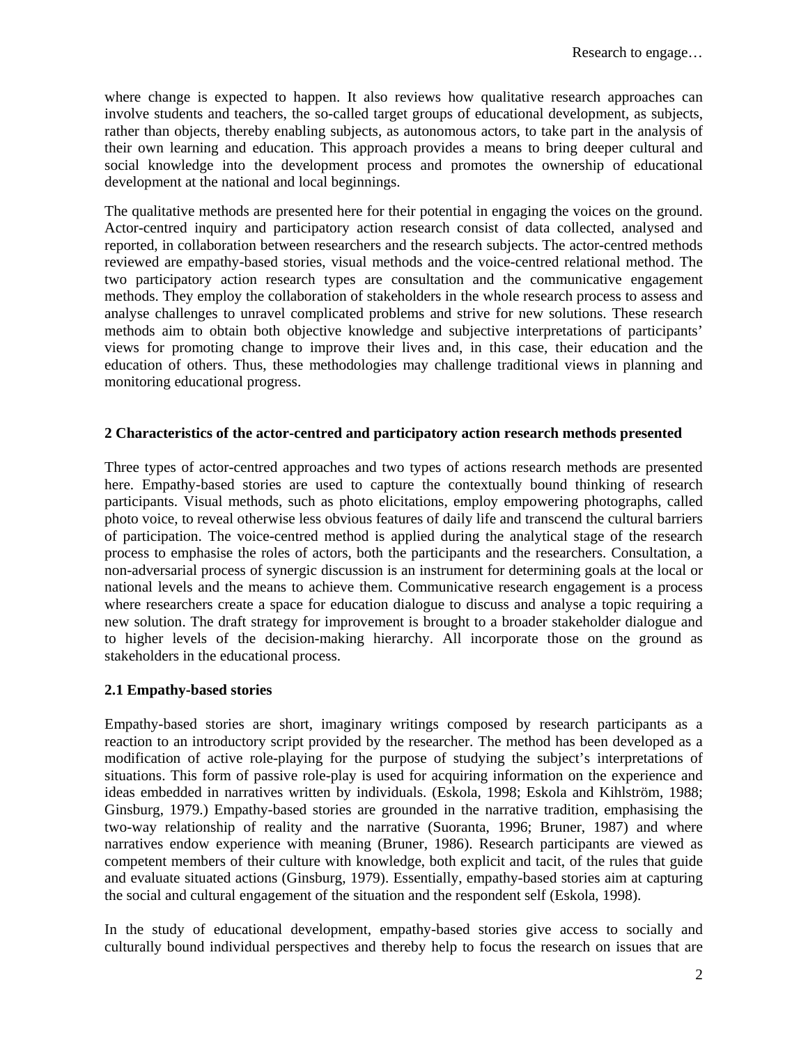where change is expected to happen. It also reviews how qualitative research approaches can involve students and teachers, the so-called target groups of educational development, as subjects, rather than objects, thereby enabling subjects, as autonomous actors, to take part in the analysis of their own learning and education. This approach provides a means to bring deeper cultural and social knowledge into the development process and promotes the ownership of educational development at the national and local beginnings.

The qualitative methods are presented here for their potential in engaging the voices on the ground. Actor-centred inquiry and participatory action research consist of data collected, analysed and reported, in collaboration between researchers and the research subjects. The actor-centred methods reviewed are empathy-based stories, visual methods and the voice-centred relational method. The two participatory action research types are consultation and the communicative engagement methods. They employ the collaboration of stakeholders in the whole research process to assess and analyse challenges to unravel complicated problems and strive for new solutions. These research methods aim to obtain both objective knowledge and subjective interpretations of participants' views for promoting change to improve their lives and, in this case, their education and the education of others. Thus, these methodologies may challenge traditional views in planning and monitoring educational progress.

## 2 Characteristics of the actor-centred and participatory action research methods presented

Three types of actor-centred approaches and two types of actions research methods are presented here. Empathy-based stories are used to capture the contextually bound thinking of research participants. Visual methods, such as photo elicitations, employ empowering photographs, called photo voice, to reveal otherwise less obvious features of daily life and transcend the cultural barriers of participation. The voice-centred method is applied during the analytical stage of the research process to emphasise the roles of actors, both the participants and the researchers. Consultation, a non-adversarial process of synergic discussion is an instrument for determining goals at the local or national levels and the means to achieve them. Communicative research engagement is a process where researchers create a space for education dialogue to discuss and analyse a topic requiring a new solution. The draft strategy for improvement is brought to a broader stakeholder dialogue and to higher levels of the decision-making hierarchy. All incorporate those on the ground as stakeholders in the educational process.

### 2.1 Empathy-based stories

Empathy-based stories are short, imaginary writings composed by research participants as a reaction to an introductory script provided by the researcher. The method has been developed as a modification of active role-playing for the purpose of studying the subject's interpretations of situations. This form of passive role-play is used for acquiring information on the experience and ideas embedded in narratives written by individuals. (Eskola, 1998; Eskola and Kihlström, 1988; Ginsburg, 1979.) Empathy-based stories are grounded in the narrative tradition, emphasising the two-way relationship of reality and the narrative (Suoranta, 1996; Bruner, 1987) and where narratives endow experience with meaning (Bruner, 1986). Research participants are viewed as competent members of their culture with knowledge, both explicit and tacit, of the rules that guide and evaluate situated actions (Ginsburg, 1979). Essentially, empathy-based stories aim at capturing the social and cultural engagement of the situation and the respondent self (Eskola, 1998).

In the study of educational development, empathy-based stories give access to socially and culturally bound individual perspectives and thereby help to focus the research on issues that are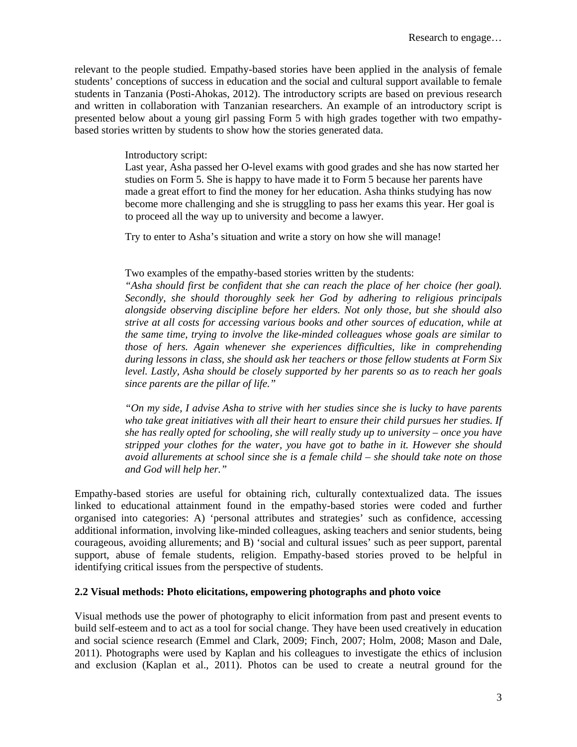relevant to the people studied. Empathy-based stories have been applied in the analysis of female students' conceptions of success in education and the social and cultural support available to female students in Tanzania (Posti-Ahokas, 2012). The introductory scripts are based on previous research and written in collaboration with Tanzanian researchers. An example of an introductory script is presented below about a young girl passing Form 5 with high grades together with two empathy-based stories written by students to show how the stories generated data.

> Introductory script:
> Last year, Asha passed her O-level exams with good grades and she has now started her studies on Form 5. She is happy to have made it to Form 5 because her parents have made a great effort to find the money for her education. Asha thinks studying has now become more challenging and she is struggling to pass her exams this year. Her goal is to proceed all the way up to university and become a lawyer.
>
> Try to enter to Asha's situation and write a story on how she will manage!
>
> Two examples of the empathy-based stories written by the students:
> *"Asha should first be confident that she can reach the place of her choice (her goal). Secondly, she should thoroughly seek her God by adhering to religious principals alongside observing discipline before her elders. Not only those, but she should also strive at all costs for accessing various books and other sources of education, while at the same time, trying to involve the like-minded colleagues whose goals are similar to those of hers. Again whenever she experiences difficulties, like in comprehending during lessons in class, she should ask her teachers or those fellow students at Form Six level. Lastly, Asha should be closely supported by her parents so as to reach her goals since parents are the pillar of life."*
>
> *"On my side, I advise Asha to strive with her studies since she is lucky to have parents who take great initiatives with all their heart to ensure their child pursues her studies. If she has really opted for schooling, she will really study up to university – once you have stripped your clothes for the water, you have got to bathe in it. However she should avoid allurements at school since she is a female child – she should take note on those and God will help her."*

Empathy-based stories are useful for obtaining rich, culturally contextualized data. The issues linked to educational attainment found in the empathy-based stories were coded and further organised into categories: A) 'personal attributes and strategies' such as confidence, accessing additional information, involving like-minded colleagues, asking teachers and senior students, being courageous, avoiding allurements; and B) 'social and cultural issues' such as peer support, parental support, abuse of female students, religion. Empathy-based stories proved to be helpful in identifying critical issues from the perspective of students.

### 2.2 Visual methods: Photo elicitations, empowering photographs and photo voice

Visual methods use the power of photography to elicit information from past and present events to build self-esteem and to act as a tool for social change. They have been used creatively in education and social science research (Emmel and Clark, 2009; Finch, 2007; Holm, 2008; Mason and Dale, 2011). Photographs were used by Kaplan and his colleagues to investigate the ethics of inclusion and exclusion (Kaplan et al., 2011). Photos can be used to create a neutral ground for the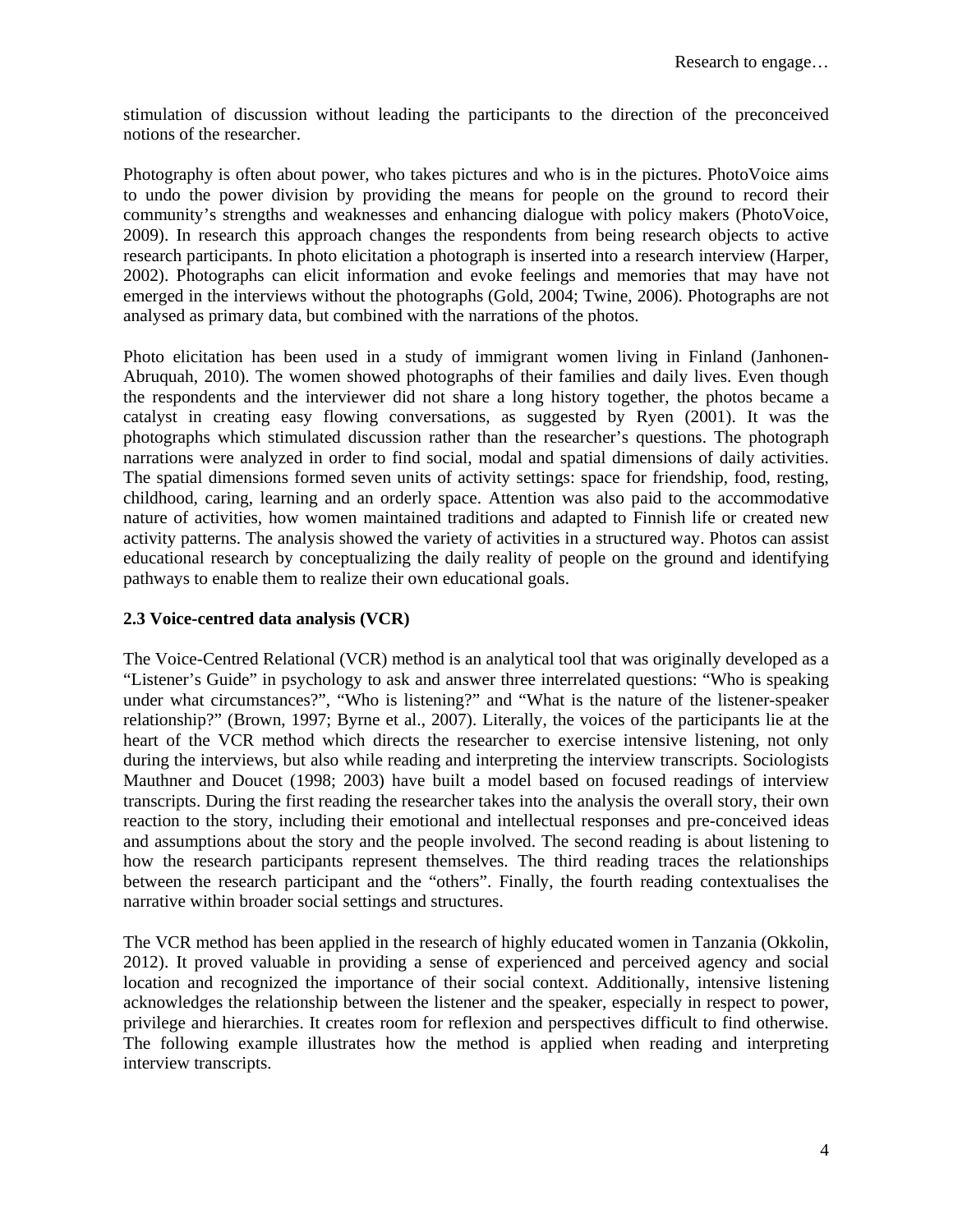stimulation of discussion without leading the participants to the direction of the preconceived notions of the researcher.

Photography is often about power, who takes pictures and who is in the pictures. PhotoVoice aims to undo the power division by providing the means for people on the ground to record their community's strengths and weaknesses and enhancing dialogue with policy makers (PhotoVoice, 2009). In research this approach changes the respondents from being research objects to active research participants. In photo elicitation a photograph is inserted into a research interview (Harper, 2002). Photographs can elicit information and evoke feelings and memories that may have not emerged in the interviews without the photographs (Gold, 2004; Twine, 2006). Photographs are not analysed as primary data, but combined with the narrations of the photos.

Photo elicitation has been used in a study of immigrant women living in Finland (Janhonen-Abruquah, 2010). The women showed photographs of their families and daily lives. Even though the respondents and the interviewer did not share a long history together, the photos became a catalyst in creating easy flowing conversations, as suggested by Ryen (2001). It was the photographs which stimulated discussion rather than the researcher's questions. The photograph narrations were analyzed in order to find social, modal and spatial dimensions of daily activities. The spatial dimensions formed seven units of activity settings: space for friendship, food, resting, childhood, caring, learning and an orderly space. Attention was also paid to the accommodative nature of activities, how women maintained traditions and adapted to Finnish life or created new activity patterns. The analysis showed the variety of activities in a structured way. Photos can assist educational research by conceptualizing the daily reality of people on the ground and identifying pathways to enable them to realize their own educational goals.

### 2.3 Voice-centred data analysis (VCR)

The Voice-Centred Relational (VCR) method is an analytical tool that was originally developed as a "Listener's Guide" in psychology to ask and answer three interrelated questions: "Who is speaking under what circumstances?", "Who is listening?" and "What is the nature of the listener-speaker relationship?" (Brown, 1997; Byrne et al., 2007). Literally, the voices of the participants lie at the heart of the VCR method which directs the researcher to exercise intensive listening, not only during the interviews, but also while reading and interpreting the interview transcripts. Sociologists Mauthner and Doucet (1998; 2003) have built a model based on focused readings of interview transcripts. During the first reading the researcher takes into the analysis the overall story, their own reaction to the story, including their emotional and intellectual responses and pre-conceived ideas and assumptions about the story and the people involved. The second reading is about listening to how the research participants represent themselves. The third reading traces the relationships between the research participant and the "others". Finally, the fourth reading contextualises the narrative within broader social settings and structures.

The VCR method has been applied in the research of highly educated women in Tanzania (Okkolin, 2012). It proved valuable in providing a sense of experienced and perceived agency and social location and recognized the importance of their social context. Additionally, intensive listening acknowledges the relationship between the listener and the speaker, especially in respect to power, privilege and hierarchies. It creates room for reflexion and perspectives difficult to find otherwise. The following example illustrates how the method is applied when reading and interpreting interview transcripts.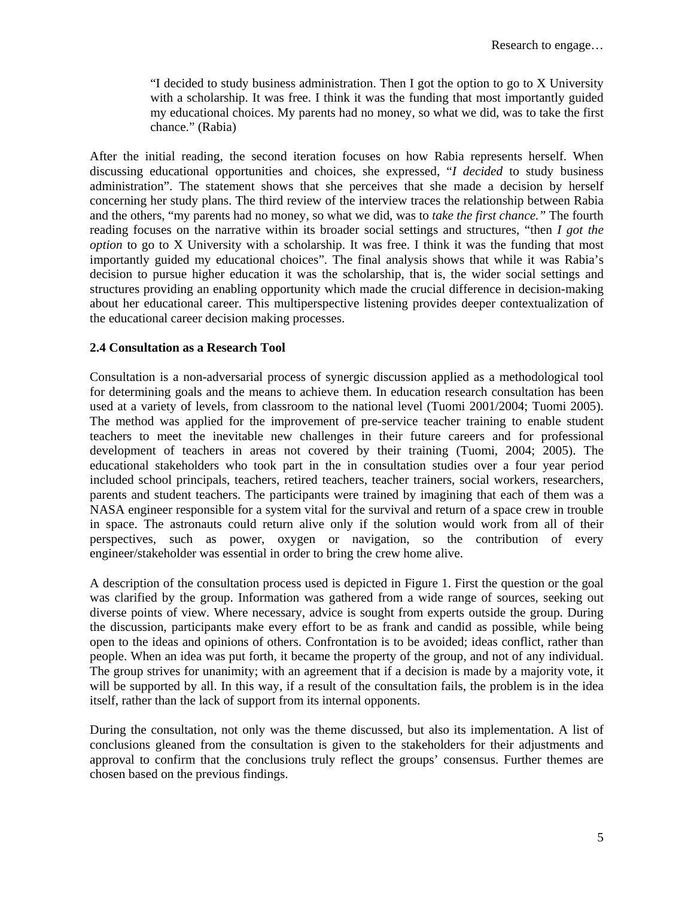> "I decided to study business administration. Then I got the option to go to X University with a scholarship. It was free. I think it was the funding that most importantly guided my educational choices. My parents had no money, so what we did, was to take the first chance." (Rabia)

After the initial reading, the second iteration focuses on how Rabia represents herself. When discussing educational opportunities and choices, she expressed, "*I decided* to study business administration". The statement shows that she perceives that she made a decision by herself concerning her study plans. The third review of the interview traces the relationship between Rabia and the others, "my parents had no money, so what we did, was to *take the first chance."* The fourth reading focuses on the narrative within its broader social settings and structures, "then *I got the option* to go to X University with a scholarship. It was free. I think it was the funding that most importantly guided my educational choices". The final analysis shows that while it was Rabia's decision to pursue higher education it was the scholarship, that is, the wider social settings and structures providing an enabling opportunity which made the crucial difference in decision-making about her educational career. This multiperspective listening provides deeper contextualization of the educational career decision making processes.

### 2.4 Consultation as a Research Tool

Consultation is a non-adversarial process of synergic discussion applied as a methodological tool for determining goals and the means to achieve them. In education research consultation has been used at a variety of levels, from classroom to the national level (Tuomi 2001/2004; Tuomi 2005). The method was applied for the improvement of pre-service teacher training to enable student teachers to meet the inevitable new challenges in their future careers and for professional development of teachers in areas not covered by their training (Tuomi, 2004; 2005). The educational stakeholders who took part in the in consultation studies over a four year period included school principals, teachers, retired teachers, teacher trainers, social workers, researchers, parents and student teachers. The participants were trained by imagining that each of them was a NASA engineer responsible for a system vital for the survival and return of a space crew in trouble in space. The astronauts could return alive only if the solution would work from all of their perspectives, such as power, oxygen or navigation, so the contribution of every engineer/stakeholder was essential in order to bring the crew home alive.

A description of the consultation process used is depicted in Figure 1. First the question or the goal was clarified by the group. Information was gathered from a wide range of sources, seeking out diverse points of view. Where necessary, advice is sought from experts outside the group. During the discussion, participants make every effort to be as frank and candid as possible, while being open to the ideas and opinions of others. Confrontation is to be avoided; ideas conflict, rather than people. When an idea was put forth, it became the property of the group, and not of any individual. The group strives for unanimity; with an agreement that if a decision is made by a majority vote, it will be supported by all. In this way, if a result of the consultation fails, the problem is in the idea itself, rather than the lack of support from its internal opponents.

During the consultation, not only was the theme discussed, but also its implementation. A list of conclusions gleaned from the consultation is given to the stakeholders for their adjustments and approval to confirm that the conclusions truly reflect the groups' consensus. Further themes are chosen based on the previous findings.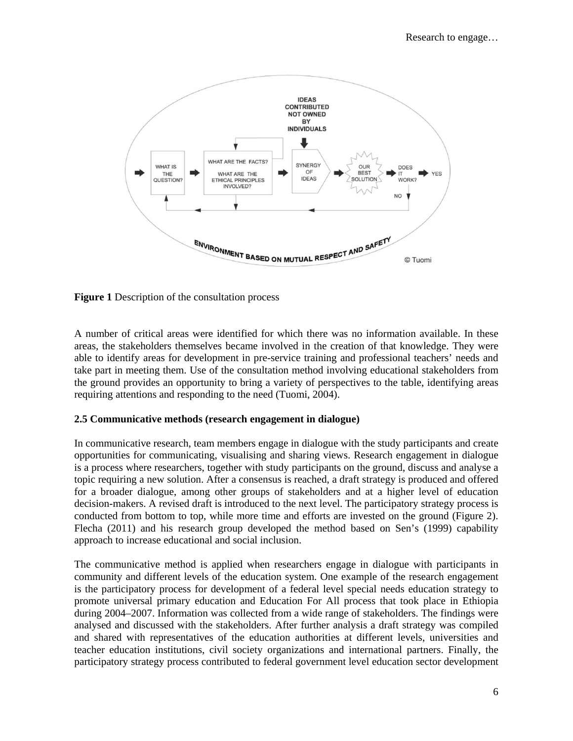**Figure 1** Description of the consultation process

A number of critical areas were identified for which there was no information available. In these areas, the stakeholders themselves became involved in the creation of that knowledge. They were able to identify areas for development in pre-service training and professional teachers' needs and take part in meeting them. Use of the consultation method involving educational stakeholders from the ground provides an opportunity to bring a variety of perspectives to the table, identifying areas requiring attentions and responding to the need (Tuomi, 2004).

### 2.5 Communicative methods (research engagement in dialogue)

In communicative research, team members engage in dialogue with the study participants and create opportunities for communicating, visualising and sharing views. Research engagement in dialogue is a process where researchers, together with study participants on the ground, discuss and analyse a topic requiring a new solution. After a consensus is reached, a draft strategy is produced and offered for a broader dialogue, among other groups of stakeholders and at a higher level of education decision-makers. A revised draft is introduced to the next level. The participatory strategy process is conducted from bottom to top, while more time and efforts are invested on the ground (Figure 2). Flecha (2011) and his research group developed the method based on Sen's (1999) capability approach to increase educational and social inclusion.

The communicative method is applied when researchers engage in dialogue with participants in community and different levels of the education system. One example of the research engagement is the participatory process for development of a federal level special needs education strategy to promote universal primary education and Education For All process that took place in Ethiopia during 2004–2007. Information was collected from a wide range of stakeholders. The findings were analysed and discussed with the stakeholders. After further analysis a draft strategy was compiled and shared with representatives of the education authorities at different levels, universities and teacher education institutions, civil society organizations and international partners. Finally, the participatory strategy process contributed to federal government level education sector development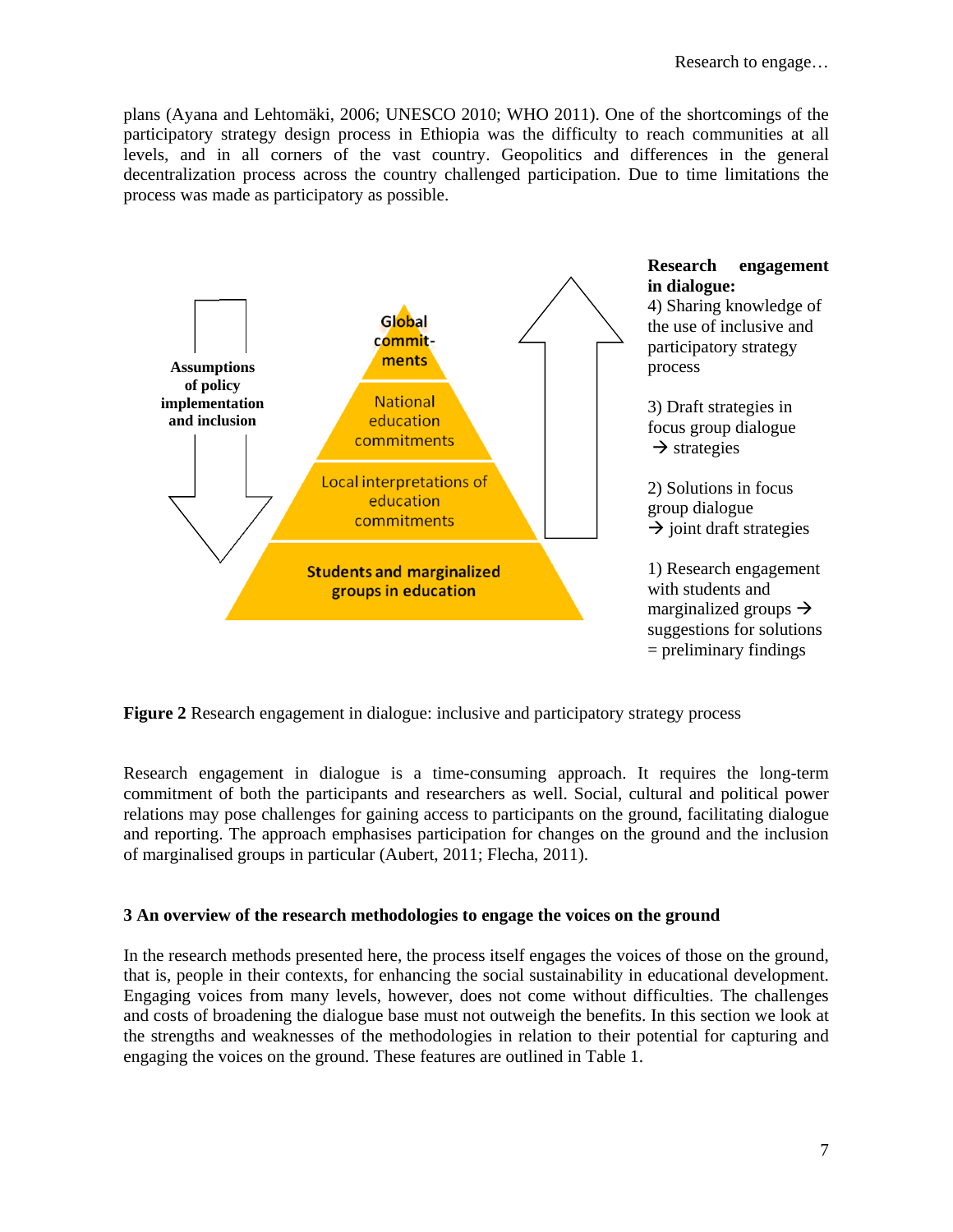plans (Ayana and Lehtomäki, 2006; UNESCO 2010; WHO 2011). One of the shortcomings of the participatory strategy design process in Ethiopia was the difficulty to reach communities at all levels, and in all corners of the vast country. Geopolitics and differences in the general decentralization process across the country challenged participation. Due to time limitations the process was made as participatory as possible.

Assumptions of policy implementation and inclusion

Global commit-ments

National education commitments

Local interpretations of education commitments

Students and marginalized groups in education

**Research engagement in dialogue:**

4) Sharing knowledge of the use of inclusive and participatory strategy process

3) Draft strategies in focus group dialogue → strategies

2) Solutions in focus group dialogue → joint draft strategies

1) Research engagement with students and marginalized groups → suggestions for solutions = preliminary findings

**Figure 2** Research engagement in dialogue: inclusive and participatory strategy process

Research engagement in dialogue is a time-consuming approach. It requires the long-term commitment of both the participants and researchers as well. Social, cultural and political power relations may pose challenges for gaining access to participants on the ground, facilitating dialogue and reporting. The approach emphasises participation for changes on the ground and the inclusion of marginalised groups in particular (Aubert, 2011; Flecha, 2011).

### 3 An overview of the research methodologies to engage the voices on the ground

In the research methods presented here, the process itself engages the voices of those on the ground, that is, people in their contexts, for enhancing the social sustainability in educational development. Engaging voices from many levels, however, does not come without difficulties. The challenges and costs of broadening the dialogue base must not outweigh the benefits. In this section we look at the strengths and weaknesses of the methodologies in relation to their potential for capturing and engaging the voices on the ground. These features are outlined in Table 1.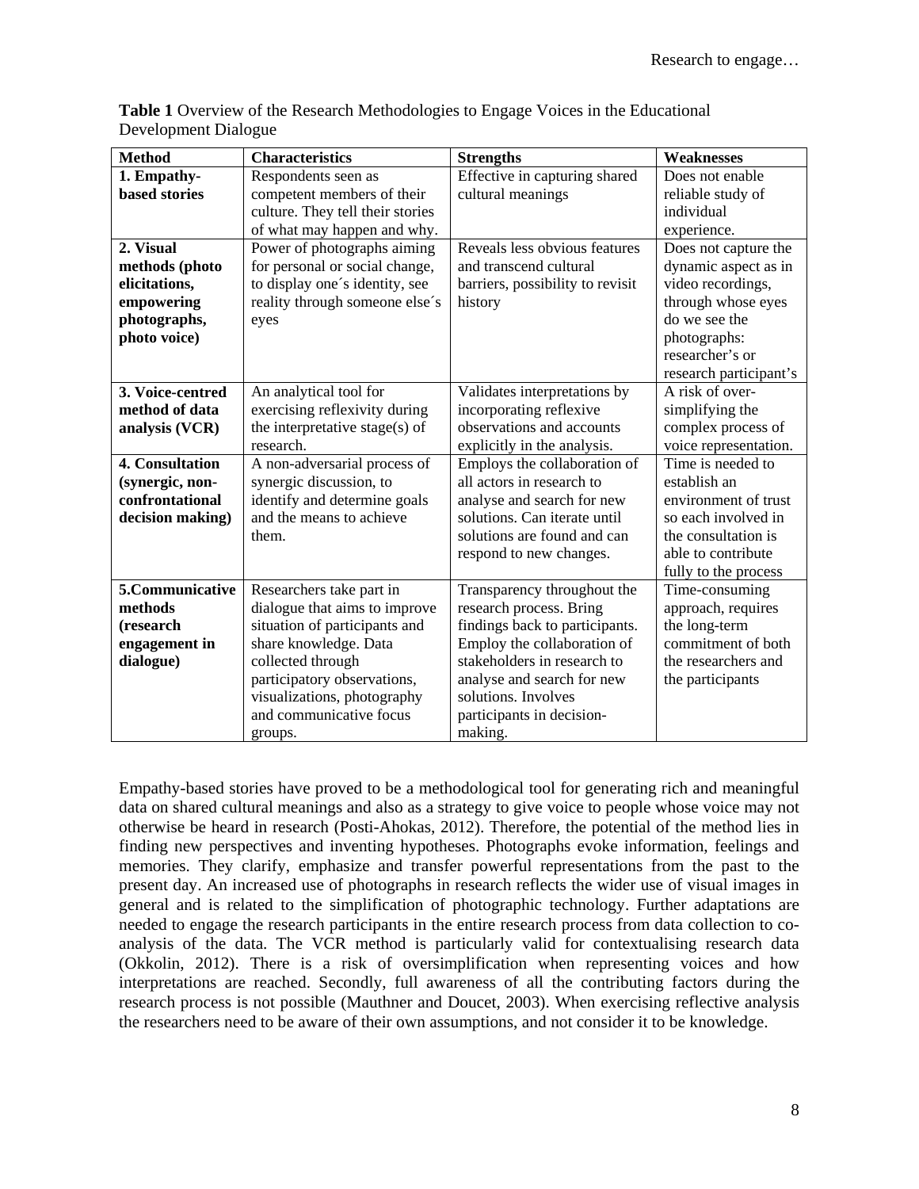**Table 1** Overview of the Research Methodologies to Engage Voices in the Educational Development Dialogue

| Method | Characteristics | Strengths | Weaknesses |
|---|---|---|---|
| **1. Empathy-based stories** | Respondents seen as competent members of their culture. They tell their stories of what may happen and why. | Effective in capturing shared cultural meanings | Does not enable reliable study of individual experience. |
| **2. Visual methods (photo elicitations, empowering photographs, photo voice)** | Power of photographs aiming for personal or social change, to display one´s identity, see reality through someone else´s eyes | Reveals less obvious features and transcend cultural barriers, possibility to revisit history | Does not capture the dynamic aspect as in video recordings, through whose eyes do we see the photographs: researcher's or research participant's |
| **3. Voice-centred method of data analysis (VCR)** | An analytical tool for exercising reflexivity during the interpretative stage(s) of research. | Validates interpretations by incorporating reflexive observations and accounts explicitly in the analysis. | A risk of over-simplifying the complex process of voice representation. |
| **4. Consultation (synergic, non-confrontational decision making)** | A non-adversarial process of synergic discussion, to identify and determine goals and the means to achieve them. | Employs the collaboration of all actors in research to analyse and search for new solutions. Can iterate until solutions are found and can respond to new changes. | Time is needed to establish an environment of trust so each involved in the consultation is able to contribute fully to the process |
| **5.Communicative methods (research engagement in dialogue)** | Researchers take part in dialogue that aims to improve situation of participants and share knowledge. Data collected through participatory observations, visualizations, photography and communicative focus groups. | Transparency throughout the research process. Bring findings back to participants. Employ the collaboration of stakeholders in research to analyse and search for new solutions. Involves participants in decision-making. | Time-consuming approach, requires the long-term commitment of both the researchers and the participants |

Empathy-based stories have proved to be a methodological tool for generating rich and meaningful data on shared cultural meanings and also as a strategy to give voice to people whose voice may not otherwise be heard in research (Posti-Ahokas, 2012). Therefore, the potential of the method lies in finding new perspectives and inventing hypotheses. Photographs evoke information, feelings and memories. They clarify, emphasize and transfer powerful representations from the past to the present day. An increased use of photographs in research reflects the wider use of visual images in general and is related to the simplification of photographic technology. Further adaptations are needed to engage the research participants in the entire research process from data collection to co-analysis of the data. The VCR method is particularly valid for contextualising research data (Okkolin, 2012). There is a risk of oversimplification when representing voices and how interpretations are reached. Secondly, full awareness of all the contributing factors during the research process is not possible (Mauthner and Doucet, 2003). When exercising reflective analysis the researchers need to be aware of their own assumptions, and not consider it to be knowledge.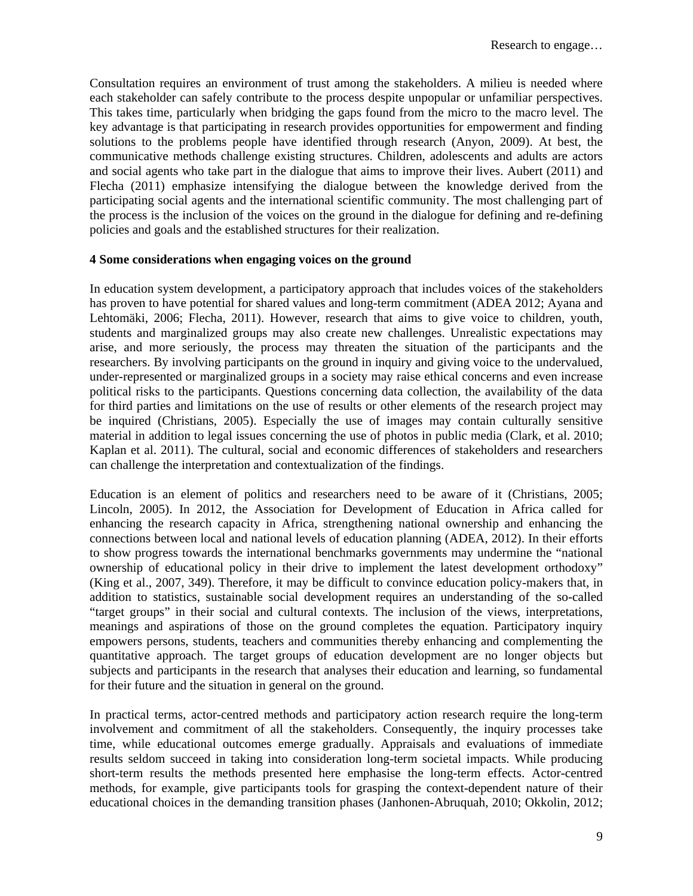Consultation requires an environment of trust among the stakeholders. A milieu is needed where each stakeholder can safely contribute to the process despite unpopular or unfamiliar perspectives. This takes time, particularly when bridging the gaps found from the micro to the macro level. The key advantage is that participating in research provides opportunities for empowerment and finding solutions to the problems people have identified through research (Anyon, 2009). At best, the communicative methods challenge existing structures. Children, adolescents and adults are actors and social agents who take part in the dialogue that aims to improve their lives. Aubert (2011) and Flecha (2011) emphasize intensifying the dialogue between the knowledge derived from the participating social agents and the international scientific community. The most challenging part of the process is the inclusion of the voices on the ground in the dialogue for defining and re-defining policies and goals and the established structures for their realization.

## 4 Some considerations when engaging voices on the ground

In education system development, a participatory approach that includes voices of the stakeholders has proven to have potential for shared values and long-term commitment (ADEA 2012; Ayana and Lehtomäki, 2006; Flecha, 2011). However, research that aims to give voice to children, youth, students and marginalized groups may also create new challenges. Unrealistic expectations may arise, and more seriously, the process may threaten the situation of the participants and the researchers. By involving participants on the ground in inquiry and giving voice to the undervalued, under-represented or marginalized groups in a society may raise ethical concerns and even increase political risks to the participants. Questions concerning data collection, the availability of the data for third parties and limitations on the use of results or other elements of the research project may be inquired (Christians, 2005). Especially the use of images may contain culturally sensitive material in addition to legal issues concerning the use of photos in public media (Clark, et al. 2010; Kaplan et al. 2011). The cultural, social and economic differences of stakeholders and researchers can challenge the interpretation and contextualization of the findings.

Education is an element of politics and researchers need to be aware of it (Christians, 2005; Lincoln, 2005). In 2012, the Association for Development of Education in Africa called for enhancing the research capacity in Africa, strengthening national ownership and enhancing the connections between local and national levels of education planning (ADEA, 2012). In their efforts to show progress towards the international benchmarks governments may undermine the "national ownership of educational policy in their drive to implement the latest development orthodoxy" (King et al., 2007, 349). Therefore, it may be difficult to convince education policy-makers that, in addition to statistics, sustainable social development requires an understanding of the so-called "target groups" in their social and cultural contexts. The inclusion of the views, interpretations, meanings and aspirations of those on the ground completes the equation. Participatory inquiry empowers persons, students, teachers and communities thereby enhancing and complementing the quantitative approach. The target groups of education development are no longer objects but subjects and participants in the research that analyses their education and learning, so fundamental for their future and the situation in general on the ground.

In practical terms, actor-centred methods and participatory action research require the long-term involvement and commitment of all the stakeholders. Consequently, the inquiry processes take time, while educational outcomes emerge gradually. Appraisals and evaluations of immediate results seldom succeed in taking into consideration long-term societal impacts. While producing short-term results the methods presented here emphasise the long-term effects. Actor-centred methods, for example, give participants tools for grasping the context-dependent nature of their educational choices in the demanding transition phases (Janhonen-Abruquah, 2010; Okkolin, 2012;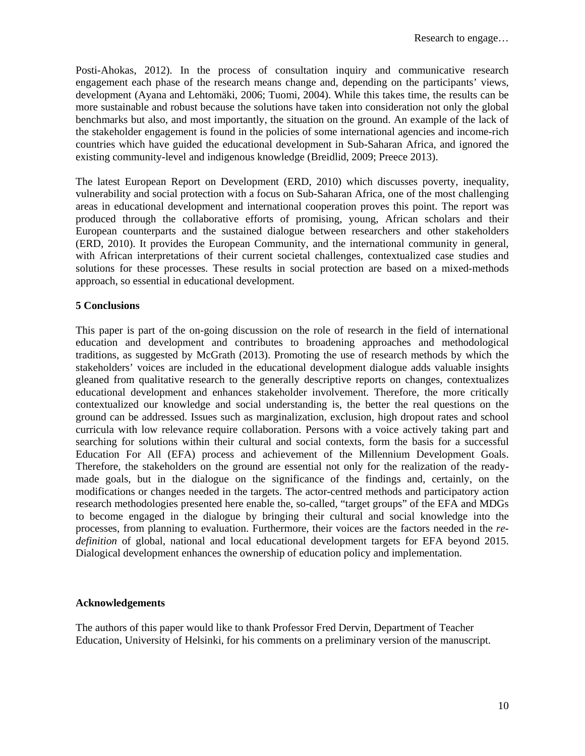Posti-Ahokas, 2012). In the process of consultation inquiry and communicative research engagement each phase of the research means change and, depending on the participants' views, development (Ayana and Lehtomäki, 2006; Tuomi, 2004). While this takes time, the results can be more sustainable and robust because the solutions have taken into consideration not only the global benchmarks but also, and most importantly, the situation on the ground. An example of the lack of the stakeholder engagement is found in the policies of some international agencies and income-rich countries which have guided the educational development in Sub-Saharan Africa, and ignored the existing community-level and indigenous knowledge (Breidlid, 2009; Preece 2013).

The latest European Report on Development (ERD, 2010) which discusses poverty, inequality, vulnerability and social protection with a focus on Sub-Saharan Africa, one of the most challenging areas in educational development and international cooperation proves this point. The report was produced through the collaborative efforts of promising, young, African scholars and their European counterparts and the sustained dialogue between researchers and other stakeholders (ERD, 2010). It provides the European Community, and the international community in general, with African interpretations of their current societal challenges, contextualized case studies and solutions for these processes. These results in social protection are based on a mixed-methods approach, so essential in educational development.

**5 Conclusions**

This paper is part of the on-going discussion on the role of research in the field of international education and development and contributes to broadening approaches and methodological traditions, as suggested by McGrath (2013). Promoting the use of research methods by which the stakeholders' voices are included in the educational development dialogue adds valuable insights gleaned from qualitative research to the generally descriptive reports on changes, contextualizes educational development and enhances stakeholder involvement. Therefore, the more critically contextualized our knowledge and social understanding is, the better the real questions on the ground can be addressed. Issues such as marginalization, exclusion, high dropout rates and school curricula with low relevance require collaboration. Persons with a voice actively taking part and searching for solutions within their cultural and social contexts, form the basis for a successful Education For All (EFA) process and achievement of the Millennium Development Goals. Therefore, the stakeholders on the ground are essential not only for the realization of the ready-made goals, but in the dialogue on the significance of the findings and, certainly, on the modifications or changes needed in the targets. The actor-centred methods and participatory action research methodologies presented here enable the, so-called, "target groups" of the EFA and MDGs to become engaged in the dialogue by bringing their cultural and social knowledge into the processes, from planning to evaluation. Furthermore, their voices are the factors needed in the *re-definition* of global, national and local educational development targets for EFA beyond 2015. Dialogical development enhances the ownership of education policy and implementation.

**Acknowledgements**

The authors of this paper would like to thank Professor Fred Dervin, Department of Teacher Education, University of Helsinki, for his comments on a preliminary version of the manuscript.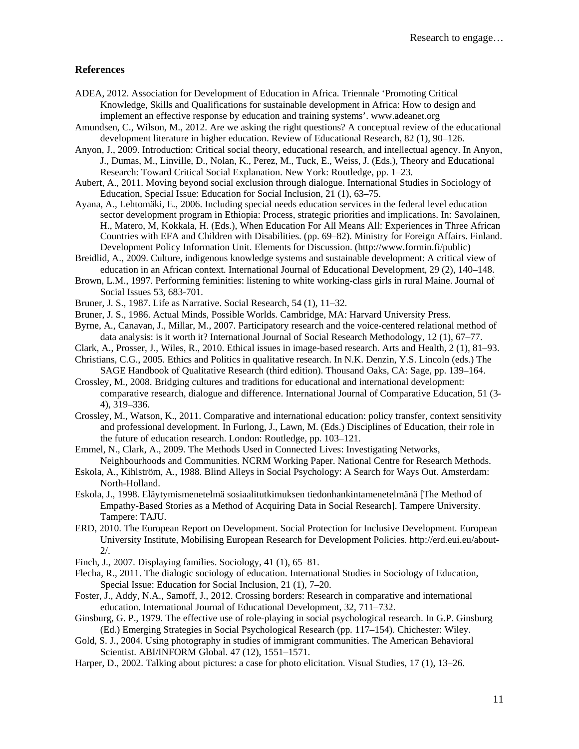## References

ADEA, 2012. Association for Development of Education in Africa. Triennale 'Promoting Critical Knowledge, Skills and Qualifications for sustainable development in Africa: How to design and implement an effective response by education and training systems'. www.adeanet.org

Amundsen, C., Wilson, M., 2012. Are we asking the right questions? A conceptual review of the educational development literature in higher education. Review of Educational Research, 82 (1), 90–126.

Anyon, J., 2009. Introduction: Critical social theory, educational research, and intellectual agency. In Anyon, J., Dumas, M., Linville, D., Nolan, K., Perez, M., Tuck, E., Weiss, J. (Eds.), Theory and Educational Research: Toward Critical Social Explanation. New York: Routledge, pp. 1–23.

Aubert, A., 2011. Moving beyond social exclusion through dialogue. International Studies in Sociology of Education, Special Issue: Education for Social Inclusion, 21 (1), 63–75.

Ayana, A., Lehtomäki, E., 2006. Including special needs education services in the federal level education sector development program in Ethiopia: Process, strategic priorities and implications. In: Savolainen, H., Matero, M, Kokkala, H. (Eds.), When Education For All Means All: Experiences in Three African Countries with EFA and Children with Disabilities. (pp. 69–82). Ministry for Foreign Affairs. Finland. Development Policy Information Unit. Elements for Discussion. (http://www.formin.fi/public)

Breidlid, A., 2009. Culture, indigenous knowledge systems and sustainable development: A critical view of education in an African context. International Journal of Educational Development, 29 (2), 140–148.

Brown, L.M., 1997. Performing feminities: listening to white working-class girls in rural Maine. Journal of Social Issues 53, 683-701.

Bruner, J. S., 1987. Life as Narrative. Social Research, 54 (1), 11–32.

Bruner, J. S., 1986. Actual Minds, Possible Worlds. Cambridge, MA: Harvard University Press.

Byrne, A., Canavan, J., Millar, M., 2007. Participatory research and the voice-centered relational method of data analysis: is it worth it? International Journal of Social Research Methodology, 12 (1), 67–77.

Clark, A., Prosser, J., Wiles, R., 2010. Ethical issues in image-based research. Arts and Health, 2 (1), 81–93.

Christians, C.G., 2005. Ethics and Politics in qualitative research. In N.K. Denzin, Y.S. Lincoln (eds.) The SAGE Handbook of Qualitative Research (third edition). Thousand Oaks, CA: Sage, pp. 139–164.

Crossley, M., 2008. Bridging cultures and traditions for educational and international development: comparative research, dialogue and difference. International Journal of Comparative Education, 51 (3-4), 319–336.

Crossley, M., Watson, K., 2011. Comparative and international education: policy transfer, context sensitivity and professional development. In Furlong, J., Lawn, M. (Eds.) Disciplines of Education, their role in the future of education research. London: Routledge, pp. 103–121.

Emmel, N., Clark, A., 2009. The Methods Used in Connected Lives: Investigating Networks, Neighbourhoods and Communities. NCRM Working Paper. National Centre for Research Methods.

Eskola, A., Kihlström, A., 1988. Blind Alleys in Social Psychology: A Search for Ways Out. Amsterdam: North-Holland.

Eskola, J., 1998. Eläytymismenetelmä sosiaalitutkimuksen tiedonhankintamenetelmänä [The Method of Empathy-Based Stories as a Method of Acquiring Data in Social Research]. Tampere University. Tampere: TAJU.

ERD, 2010. The European Report on Development. Social Protection for Inclusive Development. European University Institute, Mobilising European Research for Development Policies. http://erd.eui.eu/about-2/.

Finch, J., 2007. Displaying families. Sociology, 41 (1), 65–81.

Flecha, R., 2011. The dialogic sociology of education. International Studies in Sociology of Education, Special Issue: Education for Social Inclusion, 21 (1), 7–20.

Foster, J., Addy, N.A., Samoff, J., 2012. Crossing borders: Research in comparative and international education. International Journal of Educational Development, 32, 711–732.

Ginsburg, G. P., 1979. The effective use of role-playing in social psychological research. In G.P. Ginsburg (Ed.) Emerging Strategies in Social Psychological Research (pp. 117–154). Chichester: Wiley.

Gold, S. J., 2004. Using photography in studies of immigrant communities. The American Behavioral Scientist. ABI/INFORM Global. 47 (12), 1551–1571.

Harper, D., 2002. Talking about pictures: a case for photo elicitation. Visual Studies, 17 (1), 13–26.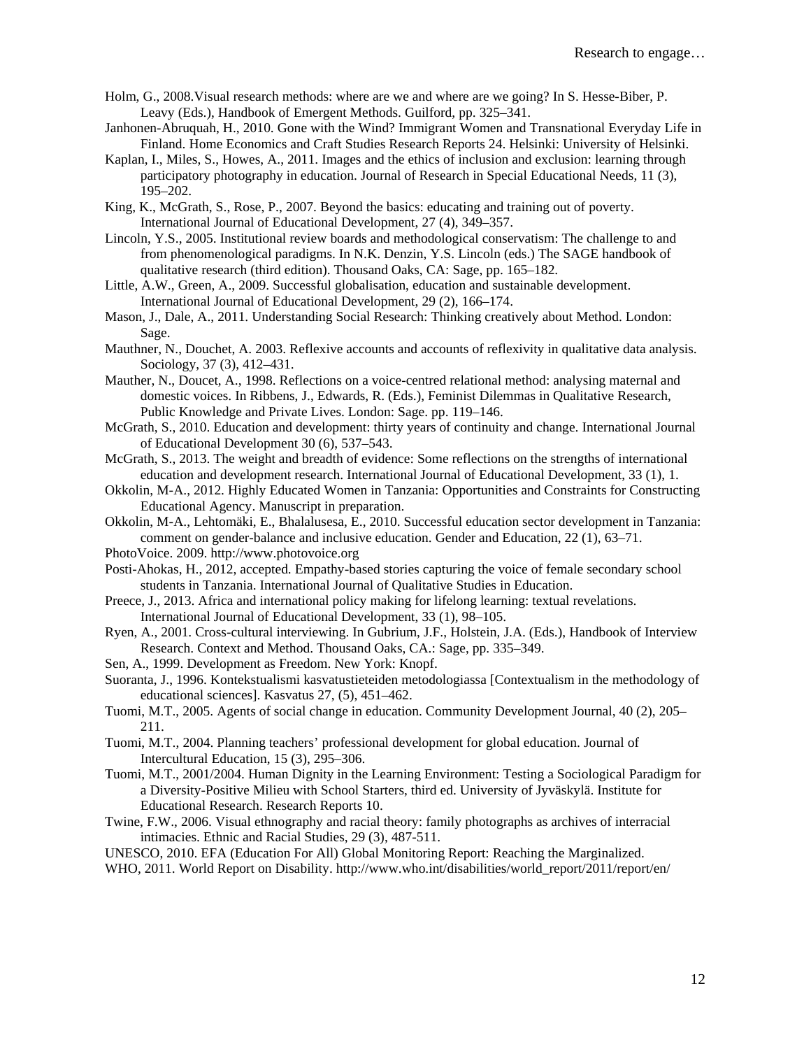Holm, G., 2008.Visual research methods: where are we and where are we going? In S. Hesse-Biber, P. Leavy (Eds.), Handbook of Emergent Methods. Guilford, pp. 325–341.

Janhonen-Abruquah, H., 2010. Gone with the Wind? Immigrant Women and Transnational Everyday Life in Finland. Home Economics and Craft Studies Research Reports 24. Helsinki: University of Helsinki.

Kaplan, I., Miles, S., Howes, A., 2011. Images and the ethics of inclusion and exclusion: learning through participatory photography in education. Journal of Research in Special Educational Needs, 11 (3), 195–202.

King, K., McGrath, S., Rose, P., 2007. Beyond the basics: educating and training out of poverty. International Journal of Educational Development, 27 (4), 349–357.

Lincoln, Y.S., 2005. Institutional review boards and methodological conservatism: The challenge to and from phenomenological paradigms. In N.K. Denzin, Y.S. Lincoln (eds.) The SAGE handbook of qualitative research (third edition). Thousand Oaks, CA: Sage, pp. 165–182.

Little, A.W., Green, A., 2009. Successful globalisation, education and sustainable development. International Journal of Educational Development, 29 (2), 166–174.

Mason, J., Dale, A., 2011. Understanding Social Research: Thinking creatively about Method. London: Sage.

Mauthner, N., Douchet, A. 2003. Reflexive accounts and accounts of reflexivity in qualitative data analysis. Sociology, 37 (3), 412–431.

Mauther, N., Doucet, A., 1998. Reflections on a voice-centred relational method: analysing maternal and domestic voices. In Ribbens, J., Edwards, R. (Eds.), Feminist Dilemmas in Qualitative Research, Public Knowledge and Private Lives. London: Sage. pp. 119–146.

McGrath, S., 2010. Education and development: thirty years of continuity and change. International Journal of Educational Development 30 (6), 537–543.

McGrath, S., 2013. The weight and breadth of evidence: Some reflections on the strengths of international education and development research. International Journal of Educational Development, 33 (1), 1.

Okkolin, M-A., 2012. Highly Educated Women in Tanzania: Opportunities and Constraints for Constructing Educational Agency. Manuscript in preparation.

Okkolin, M-A., Lehtomäki, E., Bhalalusesa, E., 2010. Successful education sector development in Tanzania: comment on gender-balance and inclusive education. Gender and Education, 22 (1), 63–71.

PhotoVoice. 2009. http://www.photovoice.org

Posti-Ahokas, H., 2012, accepted. Empathy-based stories capturing the voice of female secondary school students in Tanzania. International Journal of Qualitative Studies in Education.

Preece, J., 2013. Africa and international policy making for lifelong learning: textual revelations. International Journal of Educational Development, 33 (1), 98–105.

Ryen, A., 2001. Cross-cultural interviewing. In Gubrium, J.F., Holstein, J.A. (Eds.), Handbook of Interview Research. Context and Method. Thousand Oaks, CA.: Sage, pp. 335–349.

Sen, A., 1999. Development as Freedom. New York: Knopf.

Suoranta, J., 1996. Kontekstualismi kasvatustieteiden metodologiassa [Contextualism in the methodology of educational sciences]. Kasvatus 27, (5), 451–462.

Tuomi, M.T., 2005. Agents of social change in education. Community Development Journal, 40 (2), 205–211.

Tuomi, M.T., 2004. Planning teachers' professional development for global education. Journal of Intercultural Education, 15 (3), 295–306.

Tuomi, M.T., 2001/2004. Human Dignity in the Learning Environment: Testing a Sociological Paradigm for a Diversity-Positive Milieu with School Starters, third ed. University of Jyväskylä. Institute for Educational Research. Research Reports 10.

Twine, F.W., 2006. Visual ethnography and racial theory: family photographs as archives of interracial intimacies. Ethnic and Racial Studies, 29 (3), 487-511.

UNESCO, 2010. EFA (Education For All) Global Monitoring Report: Reaching the Marginalized.

WHO, 2011. World Report on Disability. http://www.who.int/disabilities/world_report/2011/report/en/